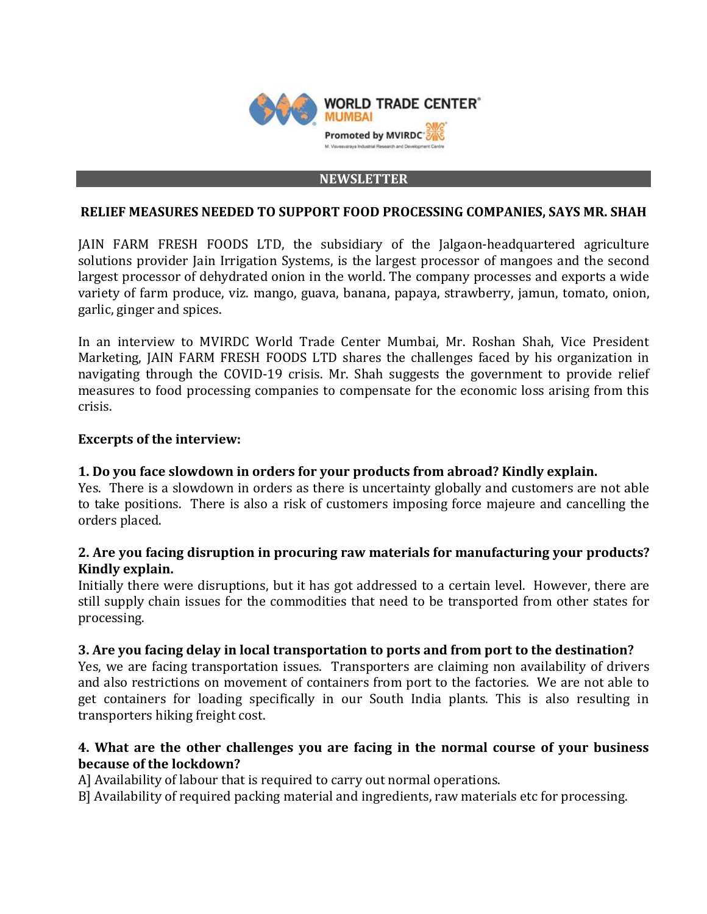WORLD TRADE CENTER® MUMBAI

Promoted by MVIRDC®

M. Visvesvaraya Industrial Research and Development Centre

## NEWSLETTER

### RELIEF MEASURES NEEDED TO SUPPORT FOOD PROCESSING COMPANIES, SAYS MR. SHAH

JAIN FARM FRESH FOODS LTD, the subsidiary of the Jalgaon-headquartered agriculture solutions provider Jain Irrigation Systems, is the largest processor of mangoes and the second largest processor of dehydrated onion in the world. The company processes and exports a wide variety of farm produce, viz. mango, guava, banana, papaya, strawberry, jamun, tomato, onion, garlic, ginger and spices.

In an interview to MVIRDC World Trade Center Mumbai, Mr. Roshan Shah, Vice President Marketing, JAIN FARM FRESH FOODS LTD shares the challenges faced by his organization in navigating through the COVID-19 crisis. Mr. Shah suggests the government to provide relief measures to food processing companies to compensate for the economic loss arising from this crisis.

**Excerpts of the interview:**

**1. Do you face slowdown in orders for your products from abroad? Kindly explain.**

Yes. There is a slowdown in orders as there is uncertainty globally and customers are not able to take positions. There is also a risk of customers imposing force majeure and cancelling the orders placed.

**2. Are you facing disruption in procuring raw materials for manufacturing your products? Kindly explain.**

Initially there were disruptions, but it has got addressed to a certain level. However, there are still supply chain issues for the commodities that need to be transported from other states for processing.

**3. Are you facing delay in local transportation to ports and from port to the destination?**

Yes, we are facing transportation issues. Transporters are claiming non availability of drivers and also restrictions on movement of containers from port to the factories. We are not able to get containers for loading specifically in our South India plants. This is also resulting in transporters hiking freight cost.

**4. What are the other challenges you are facing in the normal course of your business because of the lockdown?**

A] Availability of labour that is required to carry out normal operations.

B] Availability of required packing material and ingredients, raw materials etc for processing.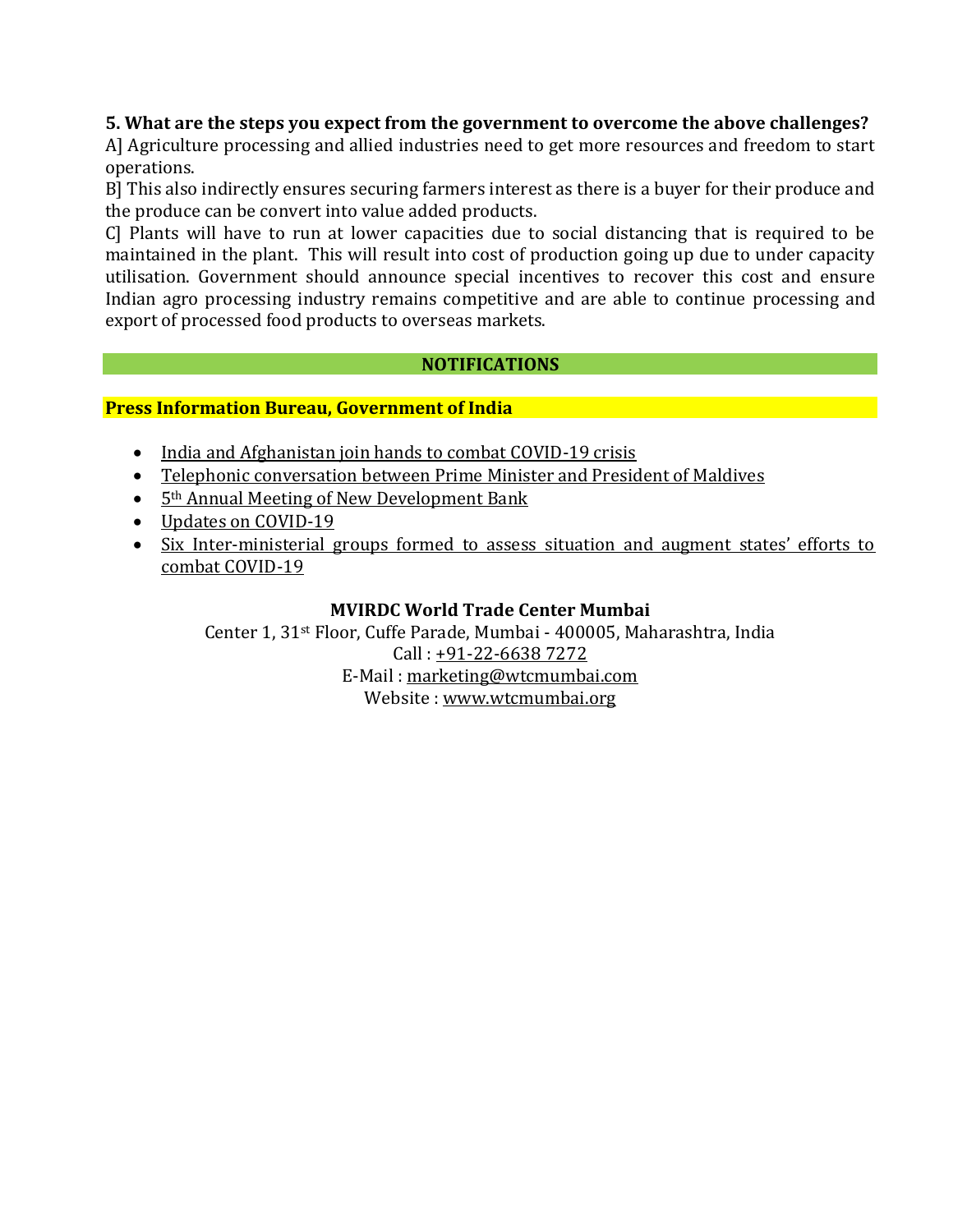**5. What are the steps you expect from the government to overcome the above challenges?**

A] Agriculture processing and allied industries need to get more resources and freedom to start operations.

B] This also indirectly ensures securing farmers interest as there is a buyer for their produce and the produce can be convert into value added products.

C] Plants will have to run at lower capacities due to social distancing that is required to be maintained in the plant. This will result into cost of production going up due to under capacity utilisation. Government should announce special incentives to recover this cost and ensure Indian agro processing industry remains competitive and are able to continue processing and export of processed food products to overseas markets.

## NOTIFICATIONS

### Press Information Bureau, Government of India

- India and Afghanistan join hands to combat COVID-19 crisis
- Telephonic conversation between Prime Minister and President of Maldives
- 5th Annual Meeting of New Development Bank
- Updates on COVID-19
- Six Inter-ministerial groups formed to assess situation and augment states' efforts to combat COVID-19

**MVIRDC World Trade Center Mumbai**
Center 1, 31st Floor, Cuffe Parade, Mumbai - 400005, Maharashtra, India
Call : +91-22-6638 7272
E-Mail : marketing@wtcmumbai.com
Website : www.wtcmumbai.org